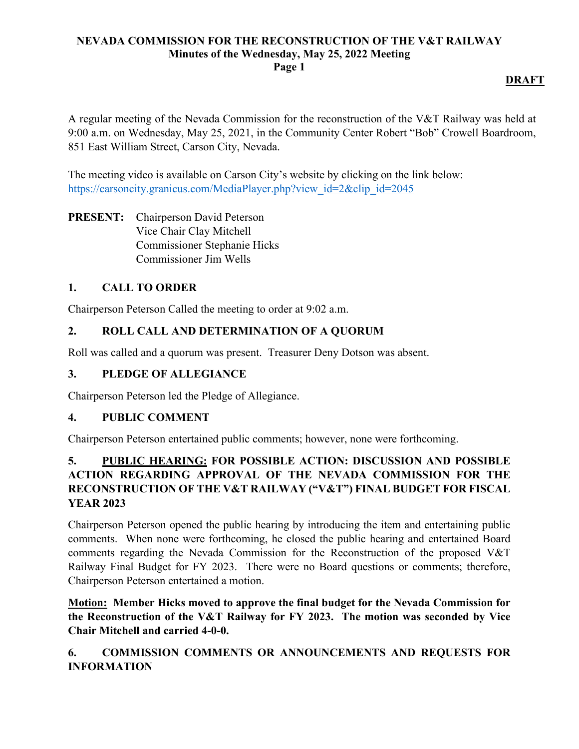**NEVADA COMMISSION FOR THE RECONSTRUCTION OF THE V&T RAILWAY**
**Minutes of the Wednesday, May 25, 2022 Meeting**

**DRAFT**

A regular meeting of the Nevada Commission for the reconstruction of the V&T Railway was held at 9:00 a.m. on Wednesday, May 25, 2021, in the Community Center Robert "Bob" Crowell Boardroom, 851 East William Street, Carson City, Nevada.

The meeting video is available on Carson City's website by clicking on the link below:
https://carsoncity.granicus.com/MediaPlayer.php?view_id=2&clip_id=2045

**PRESENT:** Chairperson David Peterson
Vice Chair Clay Mitchell
Commissioner Stephanie Hicks
Commissioner Jim Wells

## 1. CALL TO ORDER

Chairperson Peterson Called the meeting to order at 9:02 a.m.

## 2. ROLL CALL AND DETERMINATION OF A QUORUM

Roll was called and a quorum was present. Treasurer Deny Dotson was absent.

## 3. PLEDGE OF ALLEGIANCE

Chairperson Peterson led the Pledge of Allegiance.

## 4. PUBLIC COMMENT

Chairperson Peterson entertained public comments; however, none were forthcoming.

## 5. PUBLIC HEARING: FOR POSSIBLE ACTION: DISCUSSION AND POSSIBLE ACTION REGARDING APPROVAL OF THE NEVADA COMMISSION FOR THE RECONSTRUCTION OF THE V&T RAILWAY ("V&T") FINAL BUDGET FOR FISCAL YEAR 2023

Chairperson Peterson opened the public hearing by introducing the item and entertaining public comments. When none were forthcoming, he closed the public hearing and entertained Board comments regarding the Nevada Commission for the Reconstruction of the proposed V&T Railway Final Budget for FY 2023. There were no Board questions or comments; therefore, Chairperson Peterson entertained a motion.

**Motion: Member Hicks moved to approve the final budget for the Nevada Commission for the Reconstruction of the V&T Railway for FY 2023. The motion was seconded by Vice Chair Mitchell and carried 4-0-0.**

## 6. COMMISSION COMMENTS OR ANNOUNCEMENTS AND REQUESTS FOR INFORMATION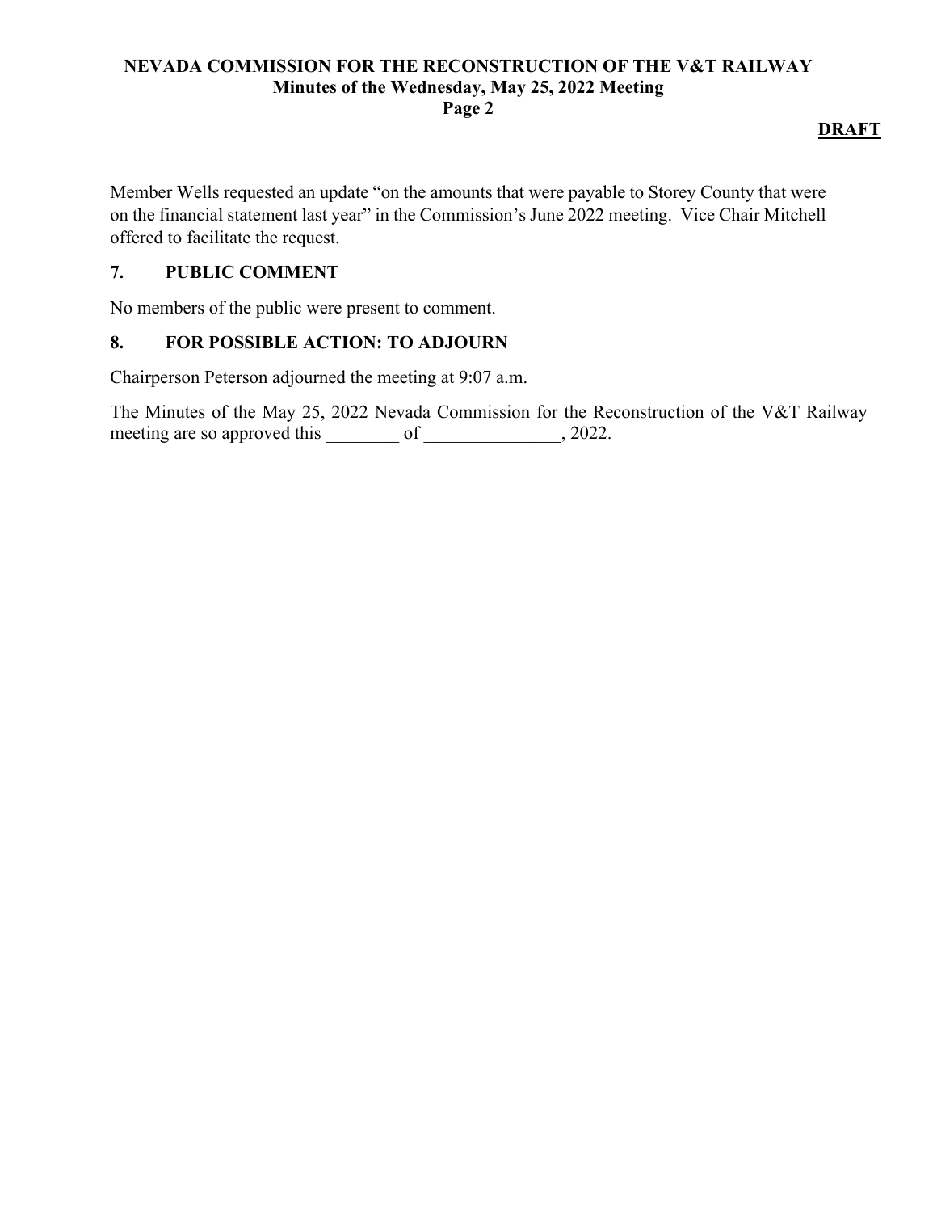**DRAFT**

Member Wells requested an update "on the amounts that were payable to Storey County that were on the financial statement last year" in the Commission's June 2022 meeting. Vice Chair Mitchell offered to facilitate the request.

## 7. PUBLIC COMMENT

No members of the public were present to comment.

## 8. FOR POSSIBLE ACTION: TO ADJOURN

Chairperson Peterson adjourned the meeting at 9:07 a.m.

The Minutes of the May 25, 2022 Nevada Commission for the Reconstruction of the V&T Railway meeting are so approved this ________ of _______________, 2022.